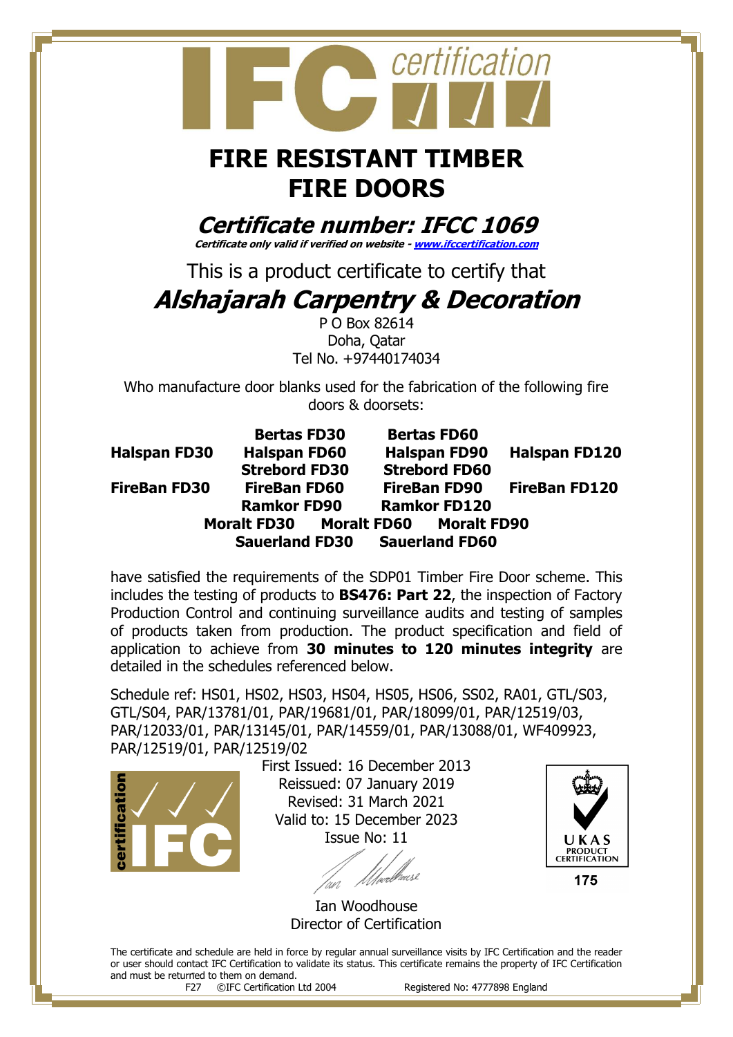IFC certification

# FIRE RESISTANT TIMBER FIRE DOORS

## *Certificate number: IFCC 1069*

***Certificate only valid if verified on website - www.ifccertification.com***

This is a product certificate to certify that

## *Alshajarah Carpentry & Decoration*

P O Box 82614
Doha, Qatar
Tel No. +97440174034

Who manufacture door blanks used for the fabrication of the following fire doors & doorsets:

**Bertas FD30** **Bertas FD60**
**Halspan FD30** **Halspan FD60** **Halspan FD90** **Halspan FD120**
**Strebord FD30** **Strebord FD60**
**FireBan FD30** **FireBan FD60** **FireBan FD90** **FireBan FD120**
**Ramkor FD90** **Ramkor FD120**
**Moralt FD30** **Moralt FD60** **Moralt FD90**
**Sauerland FD30** **Sauerland FD60**

have satisfied the requirements of the SDP01 Timber Fire Door scheme. This includes the testing of products to **BS476: Part 22**, the inspection of Factory Production Control and continuing surveillance audits and testing of samples of products taken from production. The product specification and field of application to achieve from **30 minutes to 120 minutes integrity** are detailed in the schedules referenced below.

Schedule ref: HS01, HS02, HS03, HS04, HS05, HS06, SS02, RA01, GTL/S03, GTL/S04, PAR/13781/01, PAR/19681/01, PAR/18099/01, PAR/12519/03, PAR/12033/01, PAR/13145/01, PAR/14559/01, PAR/13088/01, WF409923, PAR/12519/01, PAR/12519/02

First Issued: 16 December 2013
Reissued: 07 January 2019
Revised: 31 March 2021
Valid to: 15 December 2023
Issue No: 11

Ian Woodhouse
Director of Certification

UKAS PRODUCT CERTIFICATION 175

The certificate and schedule are held in force by regular annual surveillance visits by IFC Certification and the reader or user should contact IFC Certification to validate its status. This certificate remains the property of IFC Certification and must be returned to them on demand.

F27 ©IFC Certification Ltd 2004 Registered No: 4777898 England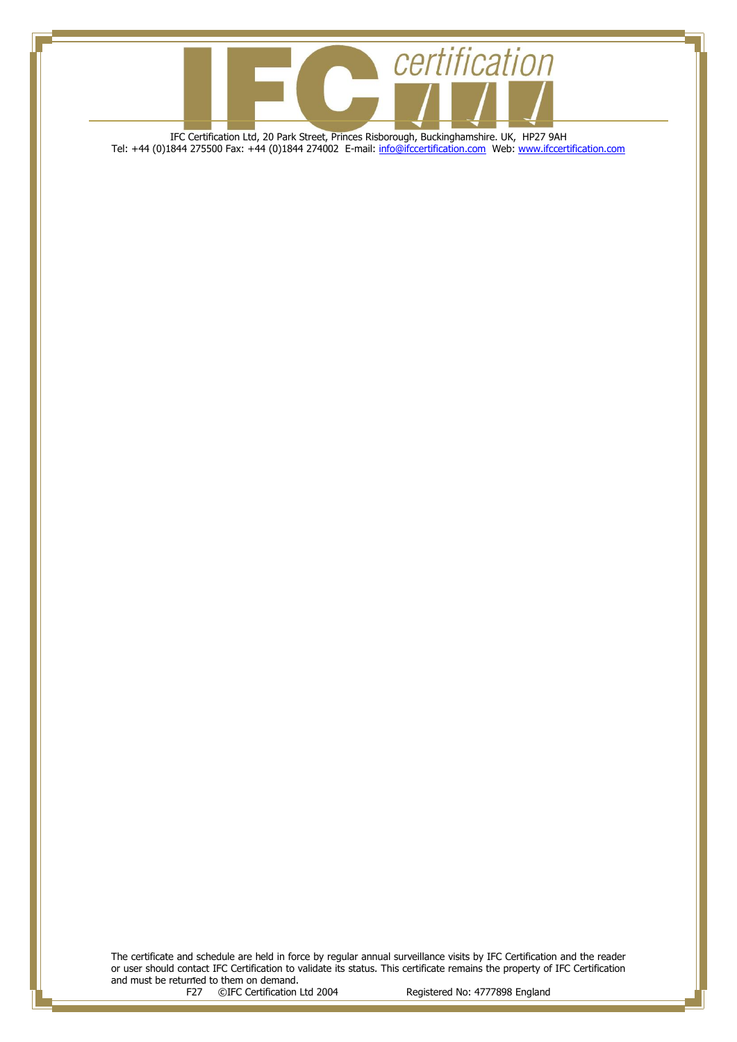IFC Certification Ltd, 20 Park Street, Princes Risborough, Buckinghamshire. UK, HP27 9AH
Tel: +44 (0)1844 275500 Fax: +44 (0)1844 274002 E-mail: info@ifccertification.com Web: www.ifccertification.com

The certificate and schedule are held in force by regular annual surveillance visits by IFC Certification and the reader or user should contact IFC Certification to validate its status. This certificate remains the property of IFC Certification and must be returned to them on demand.

F27 ©IFC Certification Ltd 2004 Registered No: 4777898 England